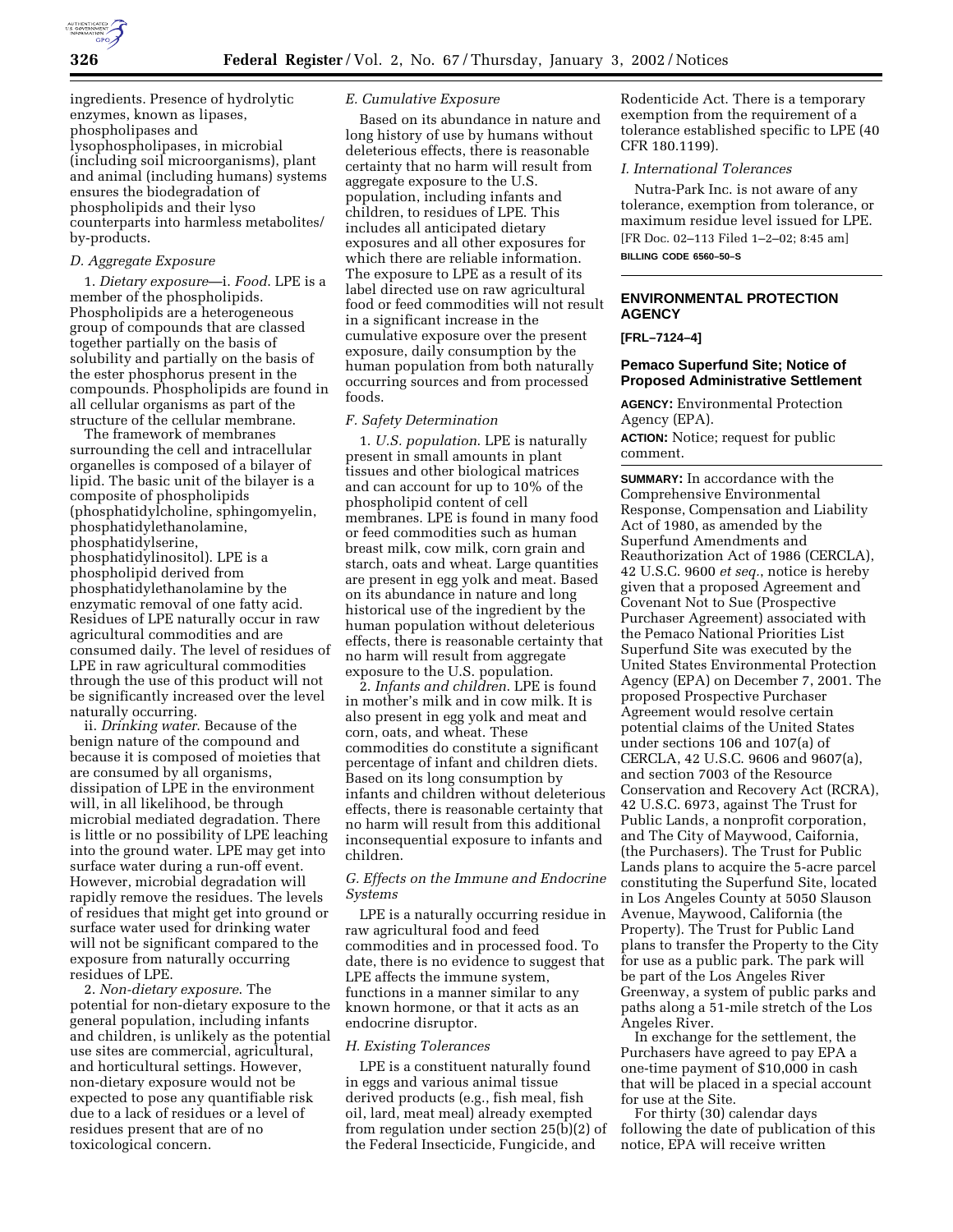ingredients. Presence of hydrolytic enzymes, known as lipases, phospholipases and lysophospholipases, in microbial (including soil microorganisms), plant and animal (including humans) systems ensures the biodegradation of phospholipids and their lyso counterparts into harmless metabolites/by-products.

### D. Aggregate Exposure

1. *Dietary exposure*—i. *Food*. LPE is a member of the phospholipids. Phospholipids are a heterogeneous group of compounds that are classed together partially on the basis of solubility and partially on the basis of the ester phosphorus present in the compounds. Phospholipids are found in all cellular organisms as part of the structure of the cellular membrane.

The framework of membranes surrounding the cell and intracellular organelles is composed of a bilayer of lipid. The basic unit of the bilayer is a composite of phospholipids (phosphatidylcholine, sphingomyelin, phosphatidylethanolamine, phosphatidylserine, phosphatidylinositol). LPE is a phospholipid derived from phosphatidylethanolamine by the enzymatic removal of one fatty acid. Residues of LPE naturally occur in raw agricultural commodities and are consumed daily. The level of residues of LPE in raw agricultural commodities through the use of this product will not be significantly increased over the level naturally occurring.

ii. *Drinking water*. Because of the benign nature of the compound and because it is composed of moieties that are consumed by all organisms, dissipation of LPE in the environment will, in all likelihood, be through microbial mediated degradation. There is little or no possibility of LPE leaching into the ground water. LPE may get into surface water during a run-off event. However, microbial degradation will rapidly remove the residues. The levels of residues that might get into ground or surface water used for drinking water will not be significant compared to the exposure from naturally occurring residues of LPE.

2. *Non-dietary exposure*. The potential for non-dietary exposure to the general population, including infants and children, is unlikely as the potential use sites are commercial, agricultural, and horticultural settings. However, non-dietary exposure would not be expected to pose any quantifiable risk due to a lack of residues or a level of residues present that are of no toxicological concern.

### E. Cumulative Exposure

Based on its abundance in nature and long history of use by humans without deleterious effects, there is reasonable certainty that no harm will result from aggregate exposure to the U.S. population, including infants and children, to residues of LPE. This includes all anticipated dietary exposures and all other exposures for which there are reliable information. The exposure to LPE as a result of its label directed use on raw agricultural food or feed commodities will not result in a significant increase in the cumulative exposure over the present exposure, daily consumption by the human population from both naturally occurring sources and from processed foods.

### F. Safety Determination

1. *U.S. population*. LPE is naturally present in small amounts in plant tissues and other biological matrices and can account for up to 10% of the phospholipid content of cell membranes. LPE is found in many food or feed commodities such as human breast milk, cow milk, corn grain and starch, oats and wheat. Large quantities are present in egg yolk and meat. Based on its abundance in nature and long historical use of the ingredient by the human population without deleterious effects, there is reasonable certainty that no harm will result from aggregate exposure to the U.S. population.

2. *Infants and children*. LPE is found in mother's milk and in cow milk. It is also present in egg yolk and meat and corn, oats, and wheat. These commodities do constitute a significant percentage of infant and children diets. Based on its long consumption by infants and children without deleterious effects, there is reasonable certainty that no harm will result from this additional inconsequential exposure to infants and children.

### G. Effects on the Immune and Endocrine Systems

LPE is a naturally occurring residue in raw agricultural food and feed commodities and in processed food. To date, there is no evidence to suggest that LPE affects the immune system, functions in a manner similar to any known hormone, or that it acts as an endocrine disruptor.

### H. Existing Tolerances

LPE is a constituent naturally found in eggs and various animal tissue derived products (e.g., fish meal, fish oil, lard, meat meal) already exempted from regulation under section 25(b)(2) of the Federal Insecticide, Fungicide, and Rodenticide Act. There is a temporary exemption from the requirement of a tolerance established specific to LPE (40 CFR 180.1199).

### I. International Tolerances

Nutra-Park Inc. is not aware of any tolerance, exemption from tolerance, or maximum residue level issued for LPE.

[FR Doc. 02–113 Filed 1–2–02; 8:45 am]

**BILLING CODE 6560–50–S**

## ENVIRONMENTAL PROTECTION AGENCY

**[FRL–7124–4]**

## Pemaco Superfund Site; Notice of Proposed Administrative Settlement

**AGENCY:** Environmental Protection Agency (EPA).

**ACTION:** Notice; request for public comment.

**SUMMARY:** In accordance with the Comprehensive Environmental Response, Compensation and Liability Act of 1980, as amended by the Superfund Amendments and Reauthorization Act of 1986 (CERCLA), 42 U.S.C. 9600 *et seq.*, notice is hereby given that a proposed Agreement and Covenant Not to Sue (Prospective Purchaser Agreement) associated with the Pemaco National Priorities List Superfund Site was executed by the United States Environmental Protection Agency (EPA) on December 7, 2001. The proposed Prospective Purchaser Agreement would resolve certain potential claims of the United States under sections 106 and 107(a) of CERCLA, 42 U.S.C. 9606 and 9607(a), and section 7003 of the Resource Conservation and Recovery Act (RCRA), 42 U.S.C. 6973, against The Trust for Public Lands, a nonprofit corporation, and The City of Maywood, Cafornia, (the Purchasers). The Trust for Public Lands plans to acquire the 5-acre parcel constituting the Superfund Site, located in Los Angeles County at 5050 Slauson Avenue, Maywood, California (the Property). The Trust for Public Land plans to transfer the Property to the City for use as a public park. The park will be part of the Los Angeles River Greenway, a system of public parks and paths along a 51-mile stretch of the Los Angeles River.

In exchange for the settlement, the Purchasers have agreed to pay EPA a one-time payment of $10,000 in cash that will be placed in a special account for use at the Site.

For thirty (30) calendar days following the date of publication of this notice, EPA will receive written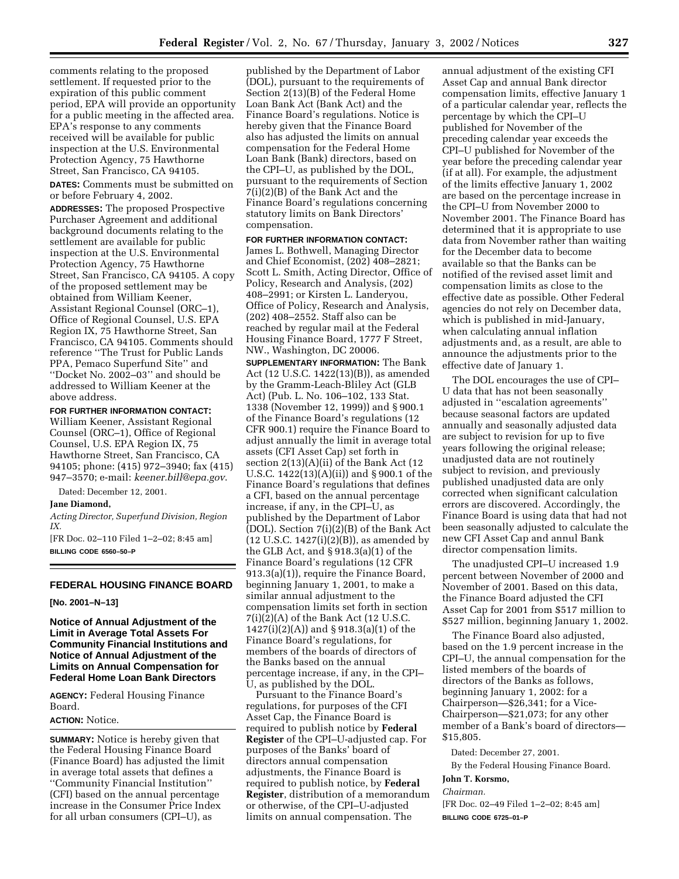comments relating to the proposed settlement. If requested prior to the expiration of this public comment period, EPA will provide an opportunity for a public meeting in the affected area. EPA's response to any comments received will be available for public inspection at the U.S. Environmental Protection Agency, 75 Hawthorne Street, San Francisco, CA 94105.

**DATES:** Comments must be submitted on or before February 4, 2002.

**ADDRESSES:** The proposed Prospective Purchaser Agreement and additional background documents relating to the settlement are available for public inspection at the U.S. Environmental Protection Agency, 75 Hawthorne Street, San Francisco, CA 94105. A copy of the proposed settlement may be obtained from William Keener, Assistant Regional Counsel (ORC–1), Office of Regional Counsel, U.S. EPA Region IX, 75 Hawthorne Street, San Francisco, CA 94105. Comments should reference ''The Trust for Public Lands PPA, Pemaco Superfund Site'' and ''Docket No. 2002–03'' and should be addressed to William Keener at the above address.

**FOR FURTHER INFORMATION CONTACT:** William Keener, Assistant Regional Counsel (ORC–1), Office of Regional Counsel, U.S. EPA Region IX, 75 Hawthorne Street, San Francisco, CA 94105; phone: (415) 972–3940; fax (415) 947–3570; e-mail: *keener.bill@epa.gov*.

Dated: December 12, 2001.

**Jane Diamond,**

*Acting Director, Superfund Division, Region IX.*

[FR Doc. 02–110 Filed 1–2–02; 8:45 am]

**BILLING CODE 6560–50–P**

## FEDERAL HOUSING FINANCE BOARD

**[No. 2001–N–13]**

### Notice of Annual Adjustment of the Limit in Average Total Assets For Community Financial Institutions and Notice of Annual Adjustment of the Limits on Annual Compensation for Federal Home Loan Bank Directors

**AGENCY:** Federal Housing Finance Board.

**ACTION:** Notice.

**SUMMARY:** Notice is hereby given that the Federal Housing Finance Board (Finance Board) has adjusted the limit in average total assets that defines a ''Community Financial Institution'' (CFI) based on the annual percentage increase in the Consumer Price Index for all urban consumers (CPI–U), as published by the Department of Labor (DOL), pursuant to the requirements of Section 2(13)(B) of the Federal Home Loan Bank Act (Bank Act) and the Finance Board's regulations. Notice is hereby given that the Finance Board also has adjusted the limits on annual compensation for the Federal Home Loan Bank (Bank) directors, based on the CPI–U, as published by the DOL, pursuant to the requirements of Section 7(i)(2)(B) of the Bank Act and the Finance Board's regulations concerning statutory limits on Bank Directors' compensation.

**FOR FURTHER INFORMATION CONTACT:** James L. Bothwell, Managing Director and Chief Economist, (202) 408–2821; Scott L. Smith, Acting Director, Office of Policy, Research and Analysis, (202) 408–2991; or Kirsten L. Landeryou, Office of Policy, Research and Analysis, (202) 408–2552. Staff also can be reached by regular mail at the Federal Housing Finance Board, 1777 F Street, NW., Washington, DC 20006.

**SUPPLEMENTARY INFORMATION:** The Bank Act (12 U.S.C. 1422(13)(B)), as amended by the Gramm-Leach-Bliley Act (GLB Act) (Pub. L. No. 106–102, 133 Stat. 1338 (November 12, 1999)) and § 900.1 of the Finance Board's regulations (12 CFR 900.1) require the Finance Board to adjust annually the limit in average total assets (CFI Asset Cap) set forth in section 2(13)(A)(ii) of the Bank Act (12 U.S.C. 1422(13)(A)(ii)) and § 900.1 of the Finance Board's regulations that defines a CFI, based on the annual percentage increase, if any, in the CPI–U, as published by the Department of Labor (DOL). Section 7(i)(2)(B) of the Bank Act (12 U.S.C. 1427(i)(2)(B)), as amended by the GLB Act, and § 918.3(a)(1) of the Finance Board's regulations (12 CFR 913.3(a)(1)), require the Finance Board, beginning January 1, 2001, to make a similar annual adjustment to the compensation limits set forth in section 7(i)(2)(A) of the Bank Act (12 U.S.C. 1427(i)(2)(A)) and § 918.3(a)(1) of the Finance Board's regulations, for members of the boards of directors of the Banks based on the annual percentage increase, if any, in the CPI–U, as published by the DOL.

Pursuant to the Finance Board's regulations, for purposes of the CFI Asset Cap, the Finance Board is required to publish notice by **Federal Register** of the CPI–U-adjusted cap. For purposes of the Banks' board of directors annual compensation adjustments, the Finance Board is required to publish notice, by **Federal Register**, distribution of a memorandum or otherwise, of the CPI–U-adjusted limits on annual compensation. The annual adjustment of the existing CFI Asset Cap and annual Bank director compensation limits, effective January 1 of a particular calendar year, reflects the percentage by which the CPI–U published for November of the preceding calendar year exceeds the CPI–U published for November of the year before the preceding calendar year (if at all). For example, the adjustment of the limits effective January 1, 2002 are based on the percentage increase in the CPI–U from November 2000 to November 2001. The Finance Board has determined that it is appropriate to use data from November rather than waiting for the December data to become available so that the Banks can be notified of the revised asset limit and compensation limits as close to the effective date as possible. Other Federal agencies do not rely on December data, which is published in mid-January, when calculating annual inflation adjustments and, as a result, are able to announce the adjustments prior to the effective date of January 1.

The DOL encourages the use of CPI–U data that has not been seasonally adjusted in ''escalation agreements'' because seasonal factors are updated annually and seasonally adjusted data are subject to revision for up to five years following the original release; unadjusted data are not routinely subject to revision, and previously published unadjusted data are only corrected when significant calculation errors are discovered. Accordingly, the Finance Board is using data that had not been seasonally adjusted to calculate the new CFI Asset Cap and annul Bank director compensation limits.

The unadjusted CPI–U increased 1.9 percent between November of 2000 and November of 2001. Based on this data, the Finance Board adjusted the CFI Asset Cap for 2001 from $517 million to $527 million, beginning January 1, 2002.

The Finance Board also adjusted, based on the 1.9 percent increase in the CPI–U, the annual compensation for the listed members of the boards of directors of the Banks as follows, beginning January 1, 2002: for a Chairperson—$26,341; for a Vice-Chairperson—$21,073; for any other member of a Bank's board of directors—$15,805.

Dated: December 27, 2001.

By the Federal Housing Finance Board.

**John T. Korsmo,**

*Chairman.*

[FR Doc. 02–49 Filed 1–2–02; 8:45 am]

**BILLING CODE 6725–01–P**